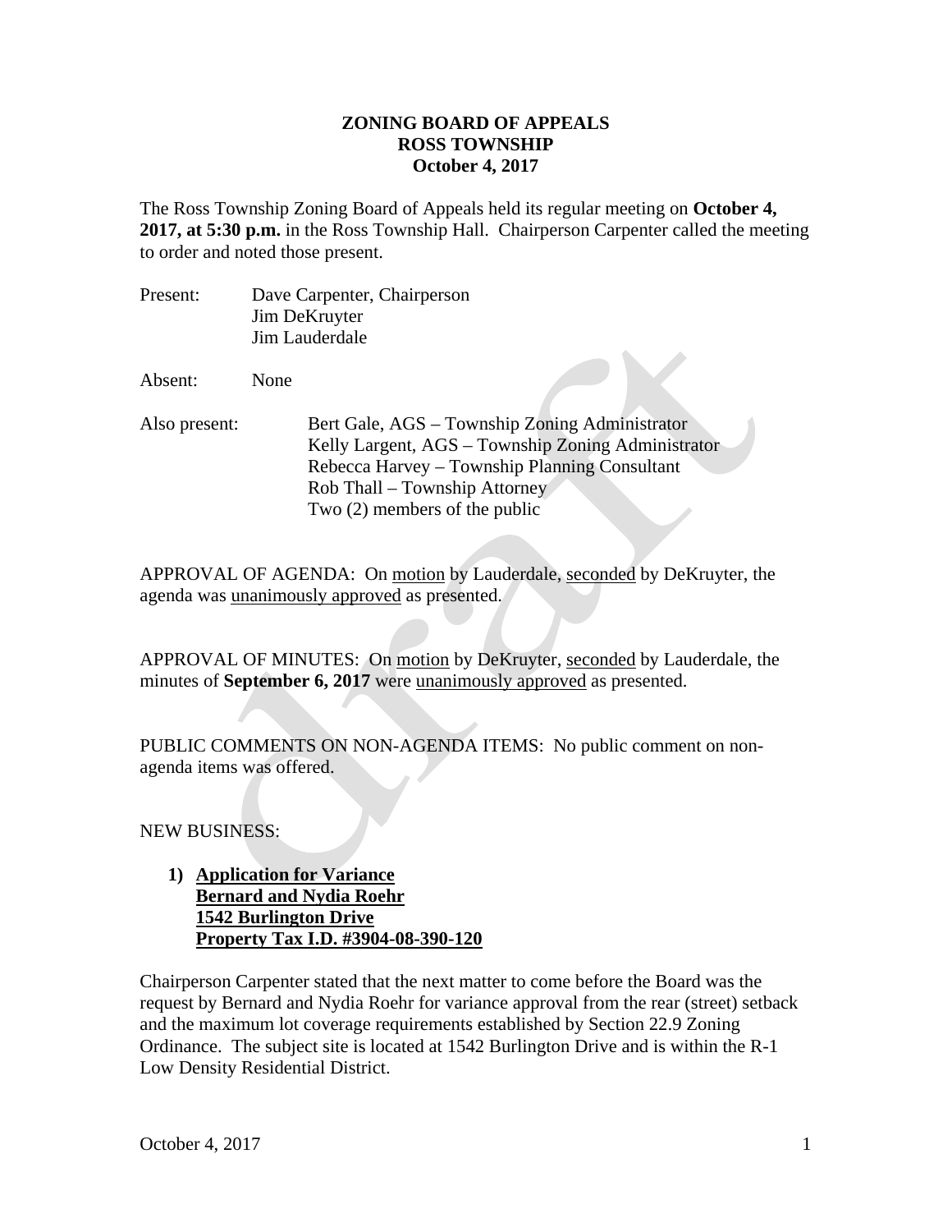# ZONING BOARD OF APPEALS
## ROSS TOWNSHIP
## October 4, 2017

The Ross Township Zoning Board of Appeals held its regular meeting on **October 4, 2017, at 5:30 p.m.** in the Ross Township Hall. Chairperson Carpenter called the meeting to order and noted those present.

Present: Dave Carpenter, Chairperson
Jim DeKruyter
Jim Lauderdale

Absent: None

Also present: Bert Gale, AGS – Township Zoning Administrator
Kelly Largent, AGS – Township Zoning Administrator
Rebecca Harvey – Township Planning Consultant
Rob Thall – Township Attorney
Two (2) members of the public

APPROVAL OF AGENDA: On motion by Lauderdale, seconded by DeKruyter, the agenda was unanimously approved as presented.

APPROVAL OF MINUTES: On motion by DeKruyter, seconded by Lauderdale, the minutes of **September 6, 2017** were unanimously approved as presented.

PUBLIC COMMENTS ON NON-AGENDA ITEMS: No public comment on non-agenda items was offered.

NEW BUSINESS:

1) **Application for Variance**
**Bernard and Nydia Roehr**
**1542 Burlington Drive**
**Property Tax I.D. #3904-08-390-120**

Chairperson Carpenter stated that the next matter to come before the Board was the request by Bernard and Nydia Roehr for variance approval from the rear (street) setback and the maximum lot coverage requirements established by Section 22.9 Zoning Ordinance. The subject site is located at 1542 Burlington Drive and is within the R-1 Low Density Residential District.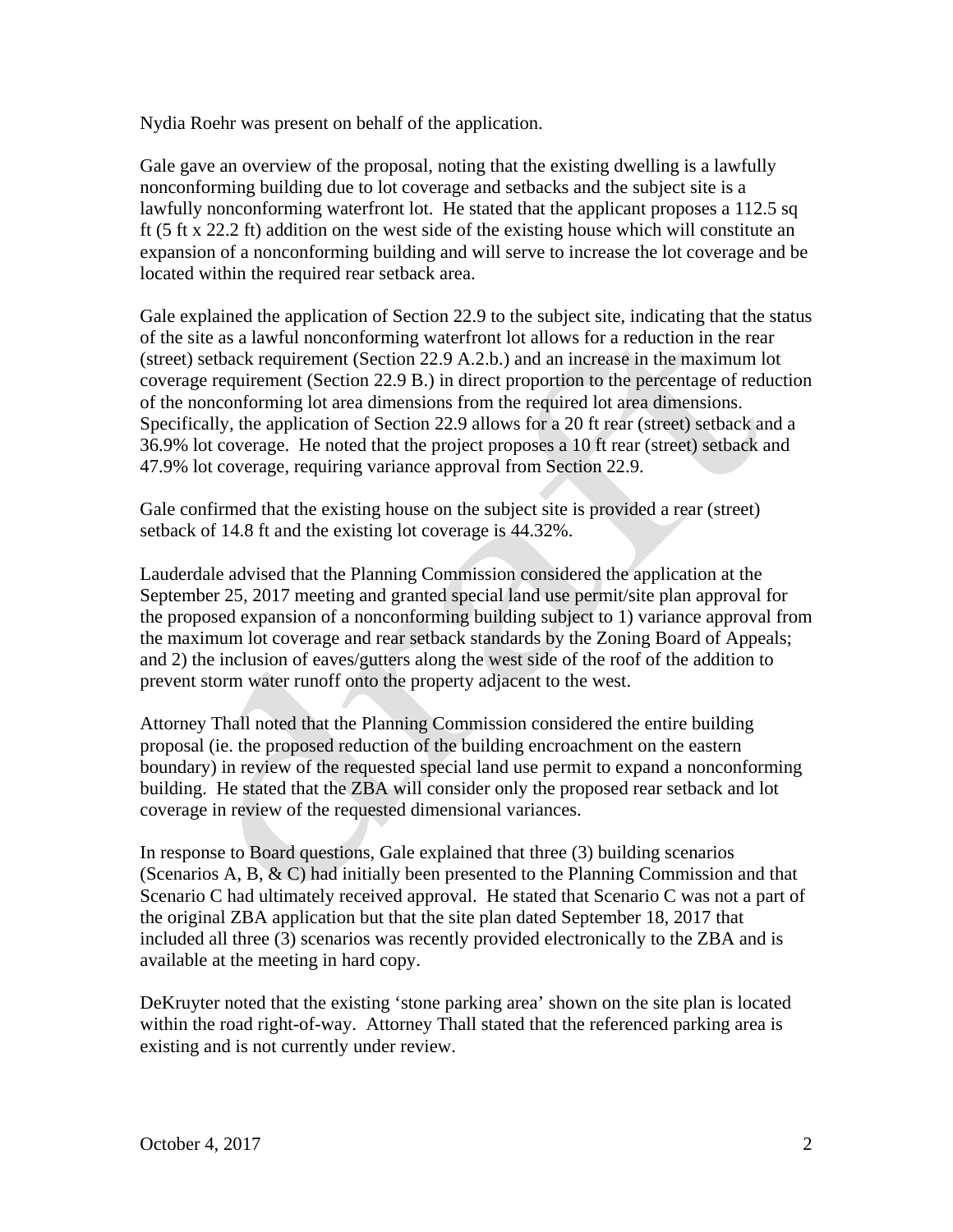Nydia Roehr was present on behalf of the application.

Gale gave an overview of the proposal, noting that the existing dwelling is a lawfully nonconforming building due to lot coverage and setbacks and the subject site is a lawfully nonconforming waterfront lot. He stated that the applicant proposes a 112.5 sq ft (5 ft x 22.2 ft) addition on the west side of the existing house which will constitute an expansion of a nonconforming building and will serve to increase the lot coverage and be located within the required rear setback area.

Gale explained the application of Section 22.9 to the subject site, indicating that the status of the site as a lawful nonconforming waterfront lot allows for a reduction in the rear (street) setback requirement (Section 22.9 A.2.b.) and an increase in the maximum lot coverage requirement (Section 22.9 B.) in direct proportion to the percentage of reduction of the nonconforming lot area dimensions from the required lot area dimensions. Specifically, the application of Section 22.9 allows for a 20 ft rear (street) setback and a 36.9% lot coverage. He noted that the project proposes a 10 ft rear (street) setback and 47.9% lot coverage, requiring variance approval from Section 22.9.

Gale confirmed that the existing house on the subject site is provided a rear (street) setback of 14.8 ft and the existing lot coverage is 44.32%.

Lauderdale advised that the Planning Commission considered the application at the September 25, 2017 meeting and granted special land use permit/site plan approval for the proposed expansion of a nonconforming building subject to 1) variance approval from the maximum lot coverage and rear setback standards by the Zoning Board of Appeals; and 2) the inclusion of eaves/gutters along the west side of the roof of the addition to prevent storm water runoff onto the property adjacent to the west.

Attorney Thall noted that the Planning Commission considered the entire building proposal (ie. the proposed reduction of the building encroachment on the eastern boundary) in review of the requested special land use permit to expand a nonconforming building. He stated that the ZBA will consider only the proposed rear setback and lot coverage in review of the requested dimensional variances.

In response to Board questions, Gale explained that three (3) building scenarios (Scenarios A, B, & C) had initially been presented to the Planning Commission and that Scenario C had ultimately received approval. He stated that Scenario C was not a part of the original ZBA application but that the site plan dated September 18, 2017 that included all three (3) scenarios was recently provided electronically to the ZBA and is available at the meeting in hard copy.

DeKruyter noted that the existing 'stone parking area' shown on the site plan is located within the road right-of-way. Attorney Thall stated that the referenced parking area is existing and is not currently under review.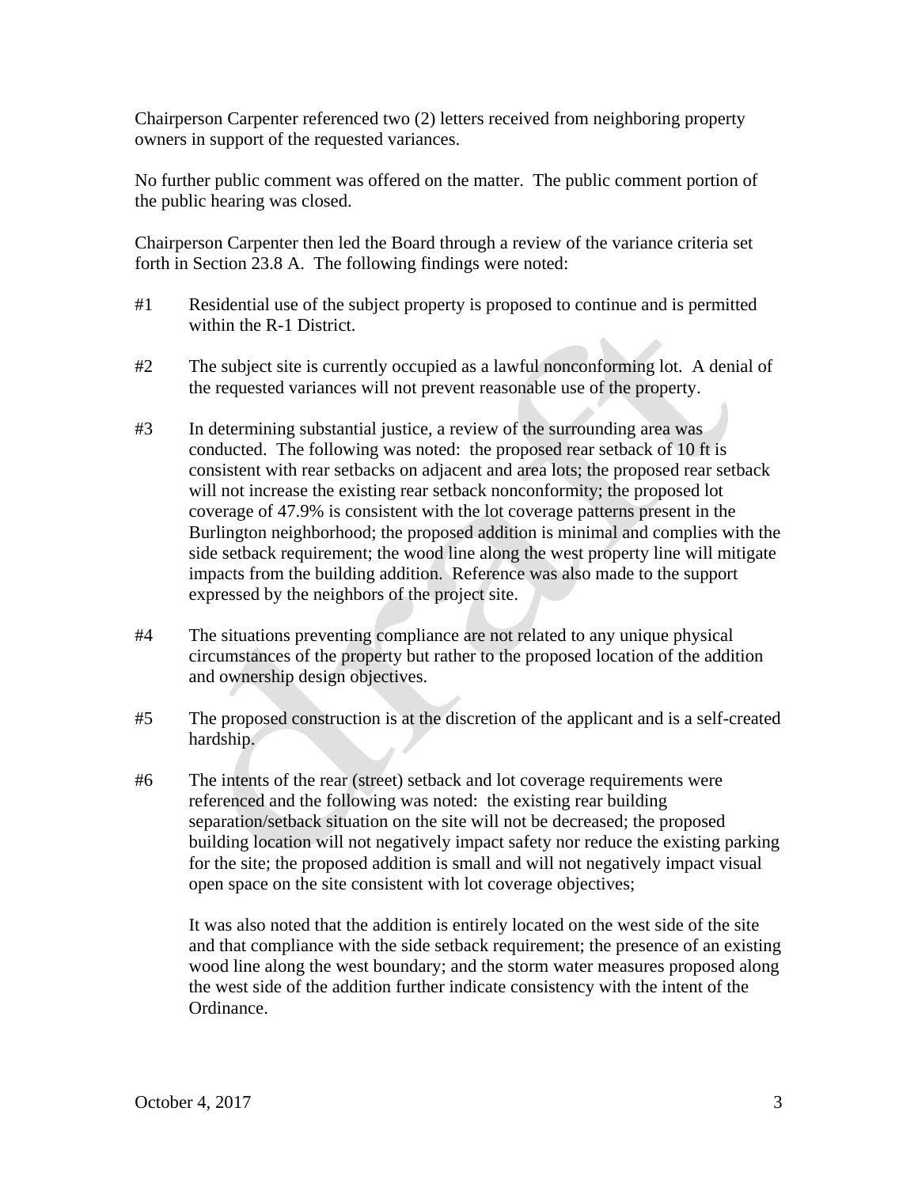Chairperson Carpenter referenced two (2) letters received from neighboring property owners in support of the requested variances.

No further public comment was offered on the matter. The public comment portion of the public hearing was closed.

Chairperson Carpenter then led the Board through a review of the variance criteria set forth in Section 23.8 A. The following findings were noted:

#1 Residential use of the subject property is proposed to continue and is permitted within the R-1 District.

#2 The subject site is currently occupied as a lawful nonconforming lot. A denial of the requested variances will not prevent reasonable use of the property.

#3 In determining substantial justice, a review of the surrounding area was conducted. The following was noted: the proposed rear setback of 10 ft is consistent with rear setbacks on adjacent and area lots; the proposed rear setback will not increase the existing rear setback nonconformity; the proposed lot coverage of 47.9% is consistent with the lot coverage patterns present in the Burlington neighborhood; the proposed addition is minimal and complies with the side setback requirement; the wood line along the west property line will mitigate impacts from the building addition. Reference was also made to the support expressed by the neighbors of the project site.

#4 The situations preventing compliance are not related to any unique physical circumstances of the property but rather to the proposed location of the addition and ownership design objectives.

#5 The proposed construction is at the discretion of the applicant and is a self-created hardship.

#6 The intents of the rear (street) setback and lot coverage requirements were referenced and the following was noted: the existing rear building separation/setback situation on the site will not be decreased; the proposed building location will not negatively impact safety nor reduce the existing parking for the site; the proposed addition is small and will not negatively impact visual open space on the site consistent with lot coverage objectives;

It was also noted that the addition is entirely located on the west side of the site and that compliance with the side setback requirement; the presence of an existing wood line along the west boundary; and the storm water measures proposed along the west side of the addition further indicate consistency with the intent of the Ordinance.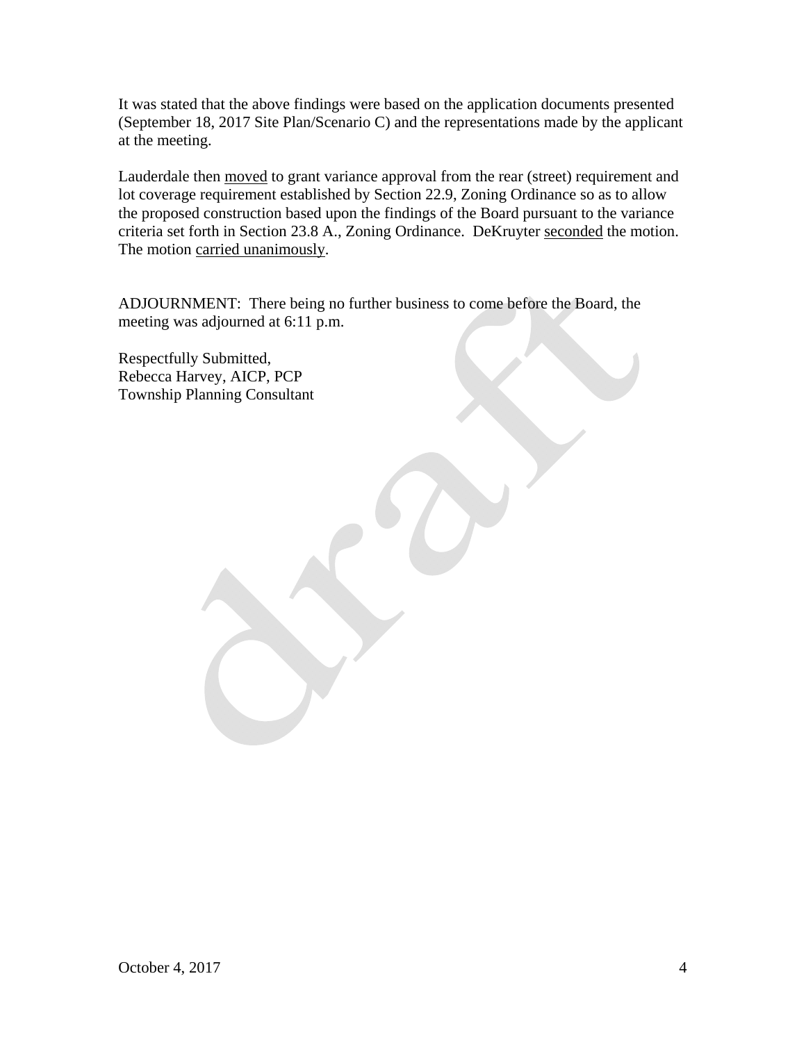It was stated that the above findings were based on the application documents presented (September 18, 2017 Site Plan/Scenario C) and the representations made by the applicant at the meeting.

Lauderdale then moved to grant variance approval from the rear (street) requirement and lot coverage requirement established by Section 22.9, Zoning Ordinance so as to allow the proposed construction based upon the findings of the Board pursuant to the variance criteria set forth in Section 23.8 A., Zoning Ordinance. DeKruyter seconded the motion. The motion carried unanimously.

ADJOURNMENT: There being no further business to come before the Board, the meeting was adjourned at 6:11 p.m.

Respectfully Submitted,
Rebecca Harvey, AICP, PCP
Township Planning Consultant

October 4, 2017